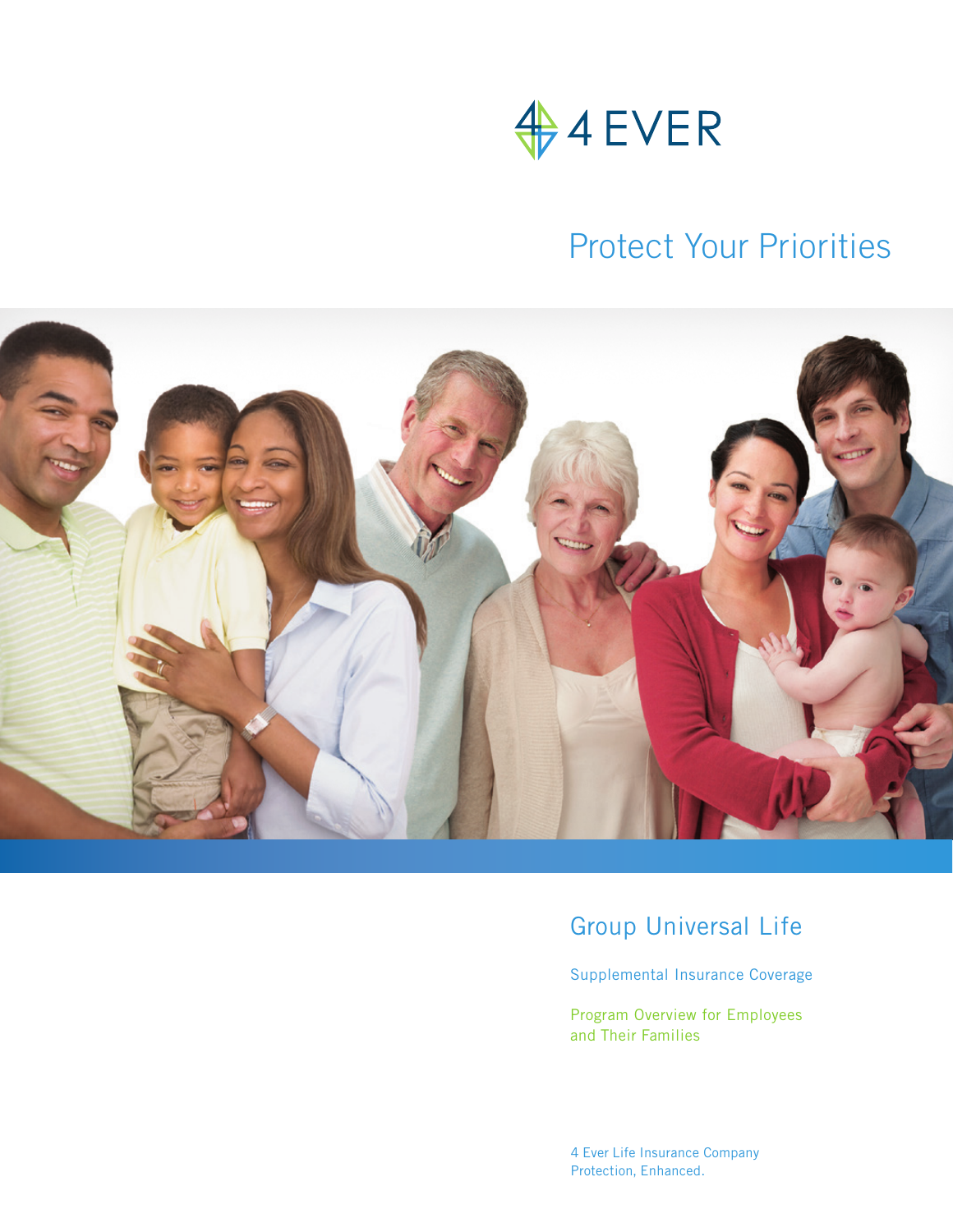4 EVER

# Protect Your Priorities

## Group Universal Life

Supplemental Insurance Coverage

Program Overview for Employees and Their Families

4 Ever Life Insurance Company
Protection, Enhanced.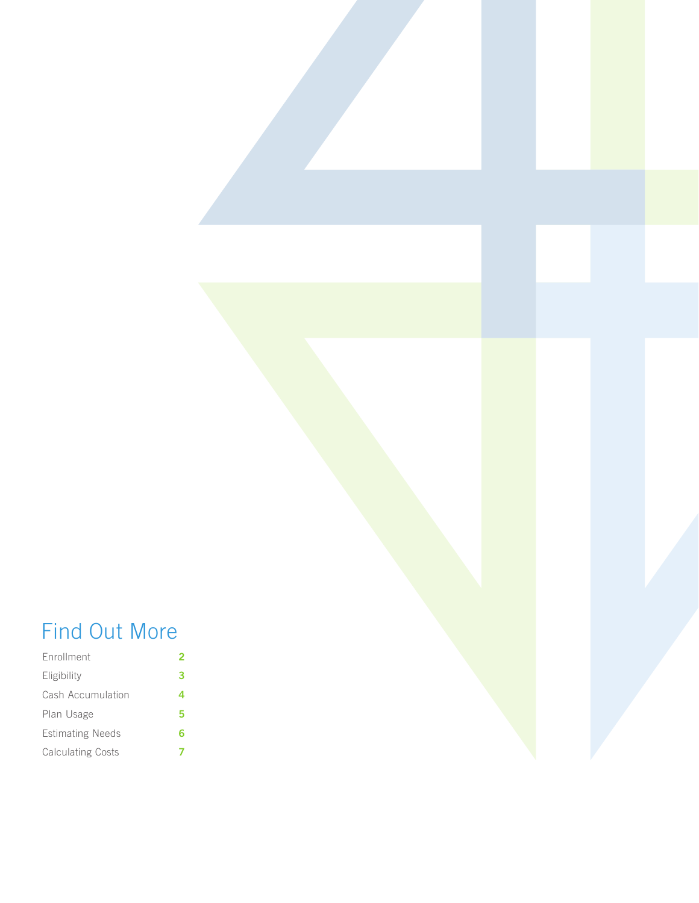# Find Out More

| | |
|---|---|
| Enrollment | 2 |
| Eligibility | 3 |
| Cash Accumulation | 4 |
| Plan Usage | 5 |
| Estimating Needs | 6 |
| Calculating Costs | 7 |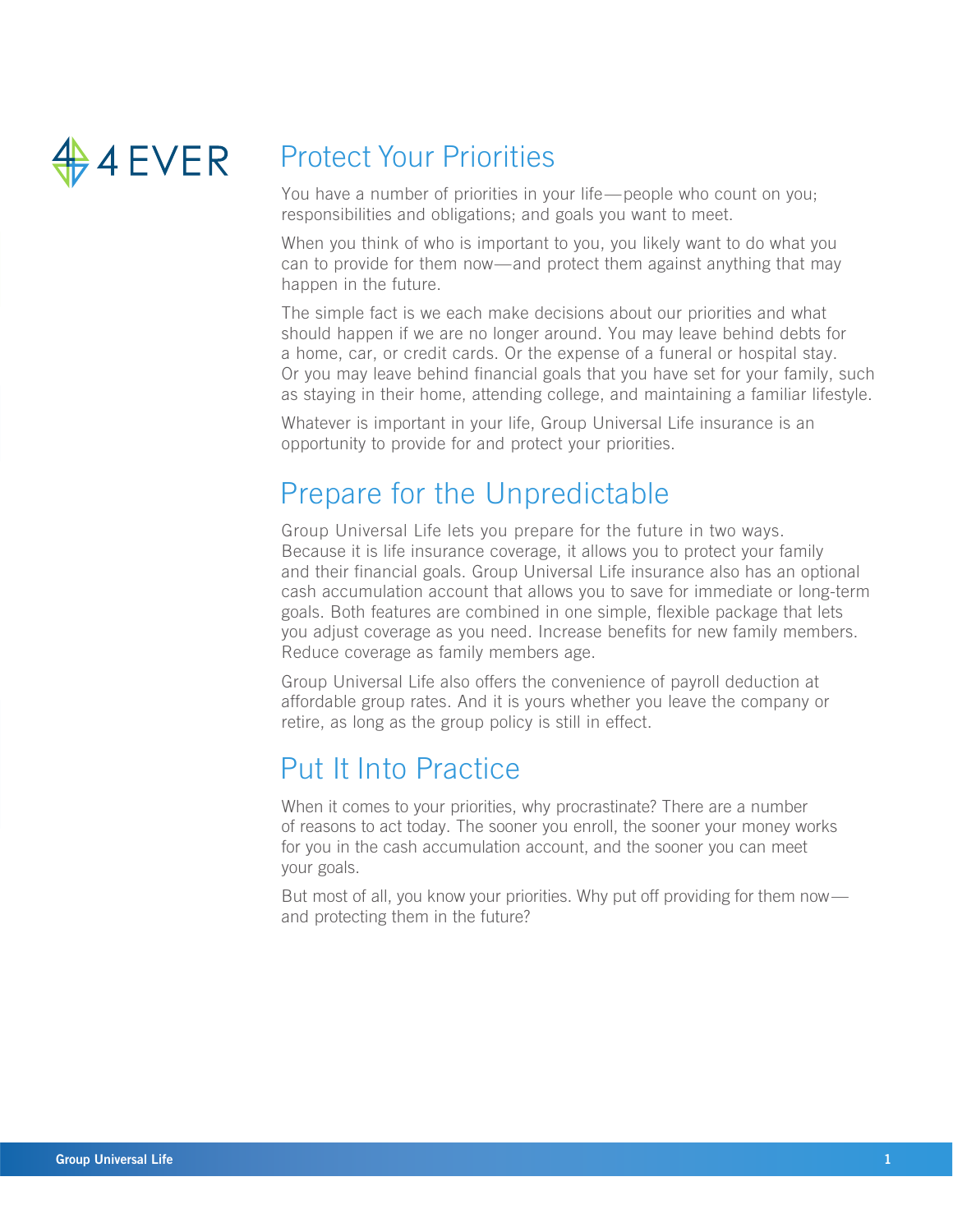4EVER

## Protect Your Priorities

You have a number of priorities in your life—people who count on you; responsibilities and obligations; and goals you want to meet.

When you think of who is important to you, you likely want to do what you can to provide for them now—and protect them against anything that may happen in the future.

The simple fact is we each make decisions about our priorities and what should happen if we are no longer around. You may leave behind debts for a home, car, or credit cards. Or the expense of a funeral or hospital stay. Or you may leave behind financial goals that you have set for your family, such as staying in their home, attending college, and maintaining a familiar lifestyle.

Whatever is important in your life, Group Universal Life insurance is an opportunity to provide for and protect your priorities.

## Prepare for the Unpredictable

Group Universal Life lets you prepare for the future in two ways. Because it is life insurance coverage, it allows you to protect your family and their financial goals. Group Universal Life insurance also has an optional cash accumulation account that allows you to save for immediate or long-term goals. Both features are combined in one simple, flexible package that lets you adjust coverage as you need. Increase benefits for new family members. Reduce coverage as family members age.

Group Universal Life also offers the convenience of payroll deduction at affordable group rates. And it is yours whether you leave the company or retire, as long as the group policy is still in effect.

## Put It Into Practice

When it comes to your priorities, why procrastinate? There are a number of reasons to act today. The sooner you enroll, the sooner your money works for you in the cash accumulation account, and the sooner you can meet your goals.

But most of all, you know your priorities. Why put off providing for them now—and protecting them in the future?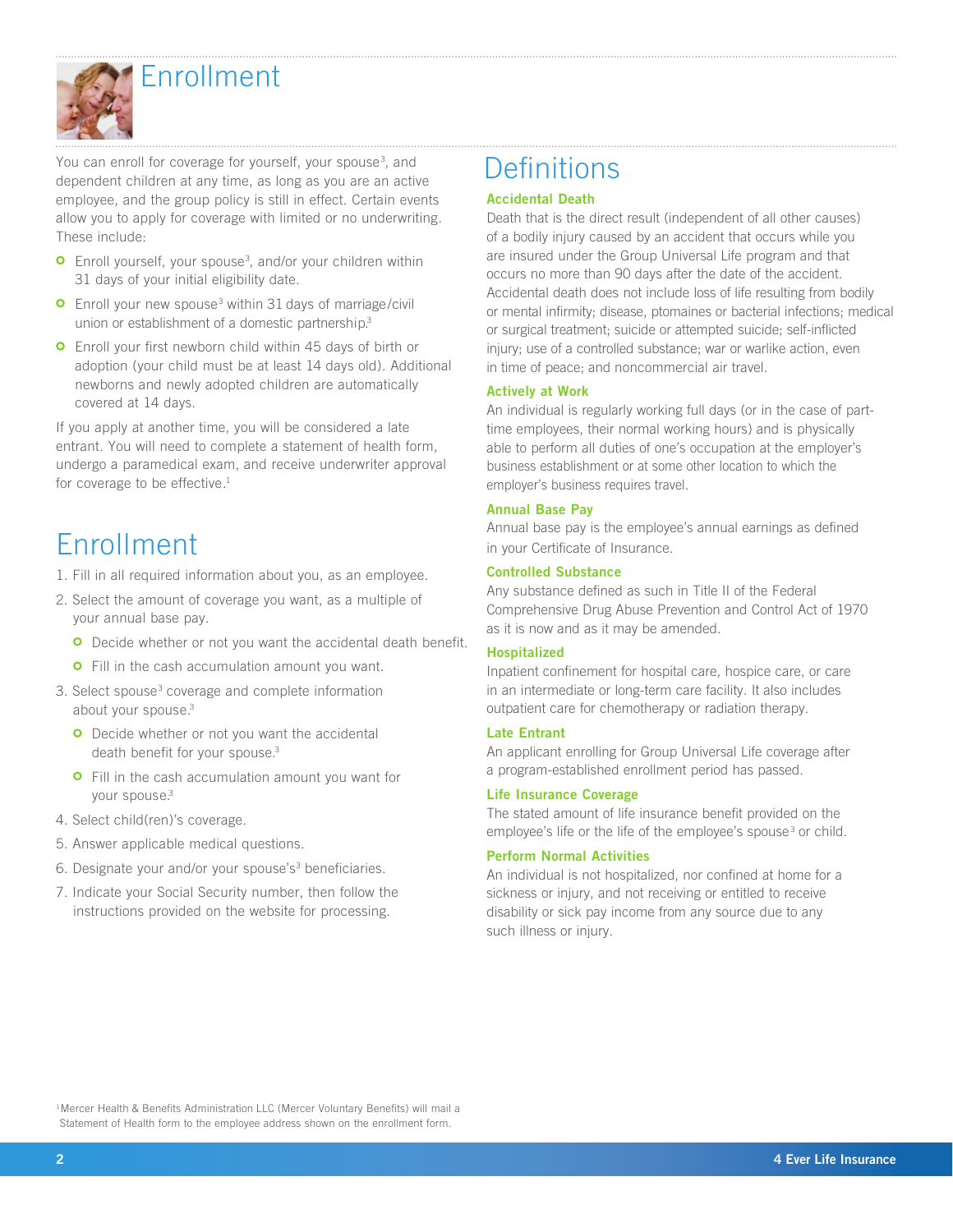# Enrollment

You can enroll for coverage for yourself, your spouse[3], and dependent children at any time, as long as you are an active employee, and the group policy is still in effect. Certain events allow you to apply for coverage with limited or no underwriting. These include:

- Enroll yourself, your spouse[3], and/or your children within 31 days of your initial eligibility date.
- Enroll your new spouse[3] within 31 days of marriage/civil union or establishment of a domestic partnership.[3]
- Enroll your first newborn child within 45 days of birth or adoption (your child must be at least 14 days old). Additional newborns and newly adopted children are automatically covered at 14 days.

If you apply at another time, you will be considered a late entrant. You will need to complete a statement of health form, undergo a paramedical exam, and receive underwriter approval for coverage to be effective.[1]

# Enrollment

1. Fill in all required information about you, as an employee.
2. Select the amount of coverage you want, as a multiple of your annual base pay.
   - Decide whether or not you want the accidental death benefit.
   - Fill in the cash accumulation amount you want.
3. Select spouse[3] coverage and complete information about your spouse.[3]
   - Decide whether or not you want the accidental death benefit for your spouse.[3]
   - Fill in the cash accumulation amount you want for your spouse.[3]
4. Select child(ren)'s coverage.
5. Answer applicable medical questions.
6. Designate your and/or your spouse's[3] beneficiaries.
7. Indicate your Social Security number, then follow the instructions provided on the website for processing.

# Definitions

### Accidental Death

Death that is the direct result (independent of all other causes) of a bodily injury caused by an accident that occurs while you are insured under the Group Universal Life program and that occurs no more than 90 days after the date of the accident. Accidental death does not include loss of life resulting from bodily or mental infirmity; disease, ptomaines or bacterial infections; medical or surgical treatment; suicide or attempted suicide; self-inflicted injury; use of a controlled substance; war or warlike action, even in time of peace; and noncommercial air travel.

### Actively at Work

An individual is regularly working full days (or in the case of part-time employees, their normal working hours) and is physically able to perform all duties of one's occupation at the employer's business establishment or at some other location to which the employer's business requires travel.

### Annual Base Pay

Annual base pay is the employee's annual earnings as defined in your Certificate of Insurance.

### Controlled Substance

Any substance defined as such in Title II of the Federal Comprehensive Drug Abuse Prevention and Control Act of 1970 as it is now and as it may be amended.

### Hospitalized

Inpatient confinement for hospital care, hospice care, or care in an intermediate or long-term care facility. It also includes outpatient care for chemotherapy or radiation therapy.

### Late Entrant

An applicant enrolling for Group Universal Life coverage after a program-established enrollment period has passed.

### Life Insurance Coverage

The stated amount of life insurance benefit provided on the employee's life or the life of the employee's spouse[3] or child.

### Perform Normal Activities

An individual is not hospitalized, nor confined at home for a sickness or injury, and not receiving or entitled to receive disability or sick pay income from any source due to any such illness or injury.

[1]Mercer Health & Benefits Administration LLC (Mercer Voluntary Benefits) will mail a Statement of Health form to the employee address shown on the enrollment form.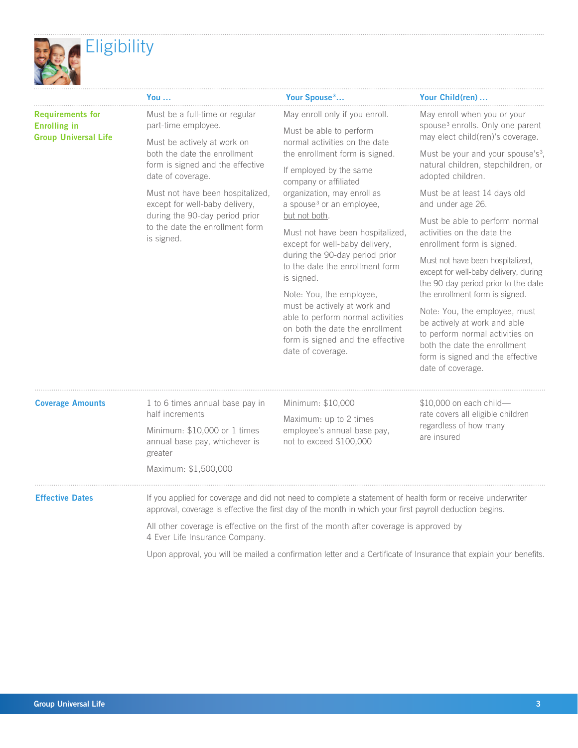# Eligibility

| | You ... | Your Spouse[3]... | Your Child(ren) ... |
|---|---|---|---|
| **Requirements for Enrolling in Group Universal Life** | Must be a full-time or regular part-time employee.<br><br>Must be actively at work on both the date the enrollment form is signed and the effective date of coverage.<br><br>Must not have been hospitalized, except for well-baby delivery, during the 90-day period prior to the date the enrollment form is signed. | May enroll only if you enroll.<br><br>Must be able to perform normal activities on the date the enrollment form is signed.<br><br>If employed by the same company or affiliated organization, may enroll as a spouse[3] or an employee, but not both.<br><br>Must not have been hospitalized, except for well-baby delivery, during the 90-day period prior to the date the enrollment form is signed.<br><br>Note: You, the employee, must be actively at work and able to perform normal activities on both the date the enrollment form is signed and the effective date of coverage. | May enroll when you or your spouse[3] enrolls. Only one parent may elect child(ren)'s coverage.<br><br>Must be your and your spouse's[3], natural children, stepchildren, or adopted children.<br><br>Must be at least 14 days old and under age 26.<br><br>Must be able to perform normal activities on the date the enrollment form is signed.<br><br>Must not have been hospitalized, except for well-baby delivery, during the 90-day period prior to the date the enrollment form is signed.<br><br>Note: You, the employee, must be actively at work and able to perform normal activities on both the date the enrollment form is signed and the effective date of coverage. |
| **Coverage Amounts** | 1 to 6 times annual base pay in half increments<br><br>Minimum: $10,000 or 1 times annual base pay, whichever is greater<br><br>Maximum: $1,500,000 | Minimum: $10,000<br><br>Maximum: up to 2 times employee's annual base pay, not to exceed $100,000 | $10,000 on each child—rate covers all eligible children regardless of how many are insured |

**Effective Dates**

If you applied for coverage and did not need to complete a statement of health form or receive underwriter approval, coverage is effective the first day of the month in which your first payroll deduction begins.

All other coverage is effective on the first of the month after coverage is approved by 4 Ever Life Insurance Company.

Upon approval, you will be mailed a confirmation letter and a Certificate of Insurance that explain your benefits.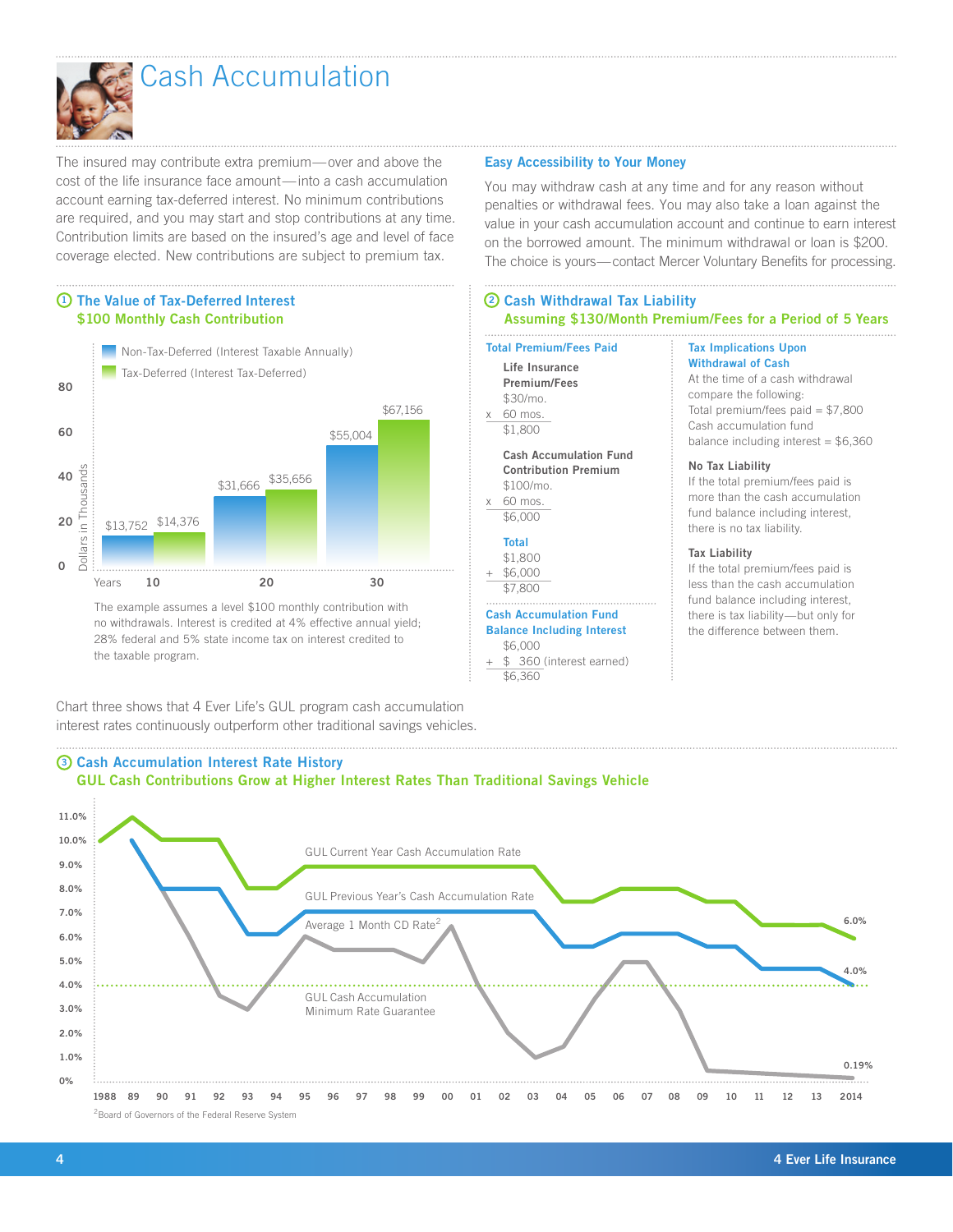# Cash Accumulation

The insured may contribute extra premium—over and above the cost of the life insurance face amount—into a cash accumulation account earning tax-deferred interest. No minimum contributions are required, and you may start and stop contributions at any time. Contribution limits are based on the insured's age and level of face coverage elected. New contributions are subject to premium tax.

## Easy Accessibility to Your Money

You may withdraw cash at any time and for any reason without penalties or withdrawal fees. You may also take a loan against the value in your cash accumulation account and continue to earn interest on the borrowed amount. The minimum withdrawal or loan is $200. The choice is yours—contact Mercer Voluntary Benefits for processing.

## ① The Value of Tax-Deferred Interest
### $100 Monthly Cash Contribution

| Years | Non-Tax-Deferred (Interest Taxable Annually) | Tax-Deferred (Interest Tax-Deferred) |
|---|---|---|
| 10 | $13,752 | $14,376 |
| 20 | $31,666 | $35,656 |
| 30 | $55,004 | $67,156 |

The example assumes a level $100 monthly contribution with no withdrawals. Interest is credited at 4% effective annual yield; 28% federal and 5% state income tax on interest credited to the taxable program.

## ② Cash Withdrawal Tax Liability
### Assuming $130/Month Premium/Fees for a Period of 5 Years

**Total Premium/Fees Paid**

**Life Insurance Premium/Fees**
$30/mo.
x 60 mos.
$1,800

**Cash Accumulation Fund Contribution Premium**
$100/mo.
x 60 mos.
$6,000

**Total**
$1,800
\+ $6,000
$7,800

**Cash Accumulation Fund Balance Including Interest**
$6,000
\+ $ 360 (interest earned)
$6,360

**Tax Implications Upon Withdrawal of Cash**

At the time of a cash withdrawal compare the following:
Total premium/fees paid = $7,800
Cash accumulation fund balance including interest = $6,360

**No Tax Liability**
If the total premium/fees paid is more than the cash accumulation fund balance including interest, there is no tax liability.

**Tax Liability**
If the total premium/fees paid is less than the cash accumulation fund balance including interest, there is tax liability—but only for the difference between them.

Chart three shows that 4 Ever Life's GUL program cash accumulation interest rates continuously outperform other traditional savings vehicles.

## ③ Cash Accumulation Interest Rate History
### GUL Cash Contributions Grow at Higher Interest Rates Than Traditional Savings Vehicle

Chart lines: GUL Current Year Cash Accumulation Rate (ending 6.0% in 2014); GUL Previous Year's Cash Accumulation Rate (ending 4.0% in 2014); Average 1 Month CD Rate[2] (ending 0.19% in 2014); GUL Cash Accumulation Minimum Rate Guarantee (4.0%). Years 1988–2014; rates 0%–11.0%.

[2]Board of Governors of the Federal Reserve System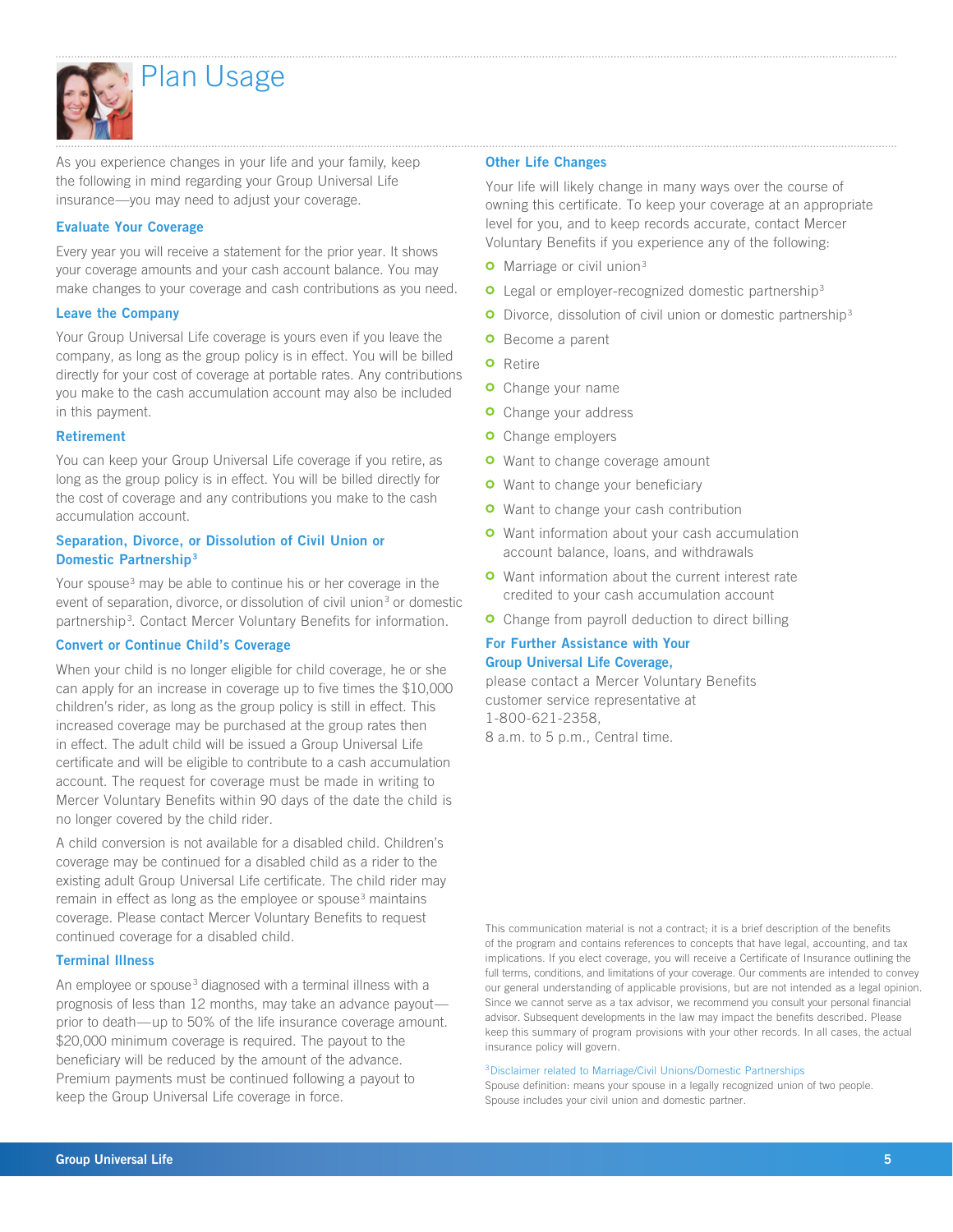# Plan Usage

As you experience changes in your life and your family, keep the following in mind regarding your Group Universal Life insurance—you may need to adjust your coverage.

### Evaluate Your Coverage

Every year you will receive a statement for the prior year. It shows your coverage amounts and your cash account balance. You may make changes to your coverage and cash contributions as you need.

### Leave the Company

Your Group Universal Life coverage is yours even if you leave the company, as long as the group policy is in effect. You will be billed directly for your cost of coverage at portable rates. Any contributions you make to the cash accumulation account may also be included in this payment.

### Retirement

You can keep your Group Universal Life coverage if you retire, as long as the group policy is in effect. You will be billed directly for the cost of coverage and any contributions you make to the cash accumulation account.

### Separation, Divorce, or Dissolution of Civil Union or Domestic Partnership[3]

Your spouse[3] may be able to continue his or her coverage in the event of separation, divorce, or dissolution of civil union[3] or domestic partnership[3]. Contact Mercer Voluntary Benefits for information.

### Convert or Continue Child's Coverage

When your child is no longer eligible for child coverage, he or she can apply for an increase in coverage up to five times the $10,000 children's rider, as long as the group policy is still in effect. This increased coverage may be purchased at the group rates then in effect. The adult child will be issued a Group Universal Life certificate and will be eligible to contribute to a cash accumulation account. The request for coverage must be made in writing to Mercer Voluntary Benefits within 90 days of the date the child is no longer covered by the child rider.

A child conversion is not available for a disabled child. Children's coverage may be continued for a disabled child as a rider to the existing adult Group Universal Life certificate. The child rider may remain in effect as long as the employee or spouse[3] maintains coverage. Please contact Mercer Voluntary Benefits to request continued coverage for a disabled child.

### Terminal Illness

An employee or spouse[3] diagnosed with a terminal illness with a prognosis of less than 12 months, may take an advance payout—prior to death—up to 50% of the life insurance coverage amount. $20,000 minimum coverage is required. The payout to the beneficiary will be reduced by the amount of the advance. Premium payments must be continued following a payout to keep the Group Universal Life coverage in force.

### Other Life Changes

Your life will likely change in many ways over the course of owning this certificate. To keep your coverage at an appropriate level for you, and to keep records accurate, contact Mercer Voluntary Benefits if you experience any of the following:

- Marriage or civil union[3]
- Legal or employer-recognized domestic partnership[3]
- Divorce, dissolution of civil union or domestic partnership[3]
- Become a parent
- Retire
- Change your name
- Change your address
- Change employers
- Want to change coverage amount
- Want to change your beneficiary
- Want to change your cash contribution
- Want information about your cash accumulation account balance, loans, and withdrawals
- Want information about the current interest rate credited to your cash accumulation account
- Change from payroll deduction to direct billing

### For Further Assistance with Your Group Universal Life Coverage,

please contact a Mercer Voluntary Benefits customer service representative at 1-800-621-2358, 8 a.m. to 5 p.m., Central time.

This communication material is not a contract; it is a brief description of the benefits of the program and contains references to concepts that have legal, accounting, and tax implications. If you elect coverage, you will receive a Certificate of Insurance outlining the full terms, conditions, and limitations of your coverage. Our comments are intended to convey our general understanding of applicable provisions, but are not intended as a legal opinion. Since we cannot serve as a tax advisor, we recommend you consult your personal financial advisor. Subsequent developments in the law may impact the benefits described. Please keep this summary of program provisions with your other records. In all cases, the actual insurance policy will govern.

[3]Disclaimer related to Marriage/Civil Unions/Domestic Partnerships
Spouse definition: means your spouse in a legally recognized union of two people. Spouse includes your civil union and domestic partner.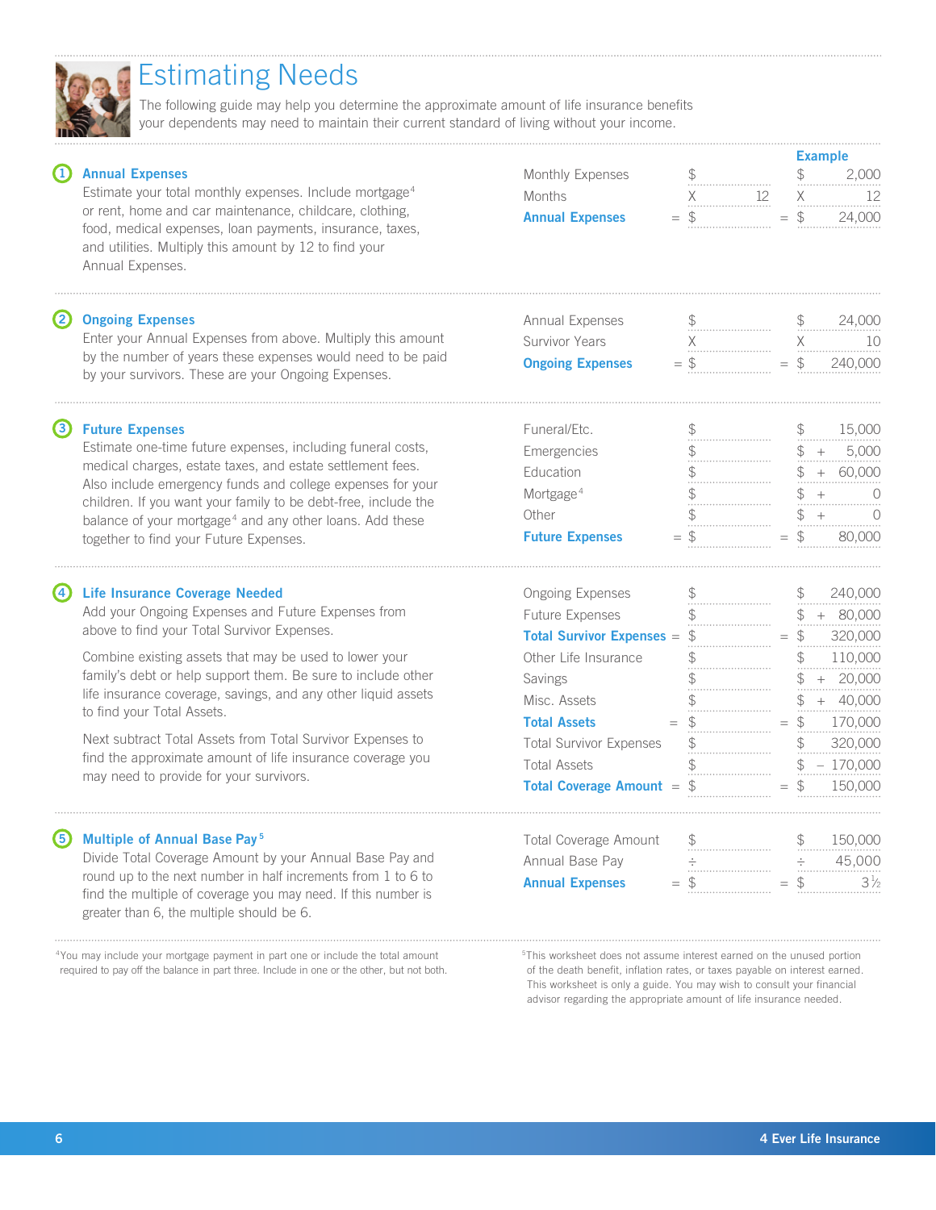# Estimating Needs

The following guide may help you determine the approximate amount of life insurance benefits your dependents may need to maintain their current standard of living without your income.

## ① Annual Expenses

Estimate your total monthly expenses. Include mortgage[4] or rent, home and car maintenance, childcare, clothing, food, medical expenses, loan payments, insurance, taxes, and utilities. Multiply this amount by 12 to find your Annual Expenses.

| | | | Example |
|---|---|---|---|
| Monthly Expenses | | $ | $ 2,000 |
| Months | | X 12 | X 12 |
| **Annual Expenses** | = | $ | = $ 24,000 |

## ② Ongoing Expenses

Enter your Annual Expenses from above. Multiply this amount by the number of years these expenses would need to be paid by your survivors. These are your Ongoing Expenses.

| | | | Example |
|---|---|---|---|
| Annual Expenses | | $ | $ 24,000 |
| Survivor Years | | X | X 10 |
| **Ongoing Expenses** | = | $ | = $ 240,000 |

## ③ Future Expenses

Estimate one-time future expenses, including funeral costs, medical charges, estate taxes, and estate settlement fees. Also include emergency funds and college expenses for your children. If you want your family to be debt-free, include the balance of your mortgage[4] and any other loans. Add these together to find your Future Expenses.

| | | | Example |
|---|---|---|---|
| Funeral/Etc. | | $ | $ 15,000 |
| Emergencies | | $ | $ + 5,000 |
| Education | | $ | $ + 60,000 |
| Mortgage[4] | | $ | $ + 0 |
| Other | | $ | $ + 0 |
| **Future Expenses** | = | $ | = $ 80,000 |

## ④ Life Insurance Coverage Needed

Add your Ongoing Expenses and Future Expenses from above to find your Total Survivor Expenses.

Combine existing assets that may be used to lower your family's debt or help support them. Be sure to include other life insurance coverage, savings, and any other liquid assets to find your Total Assets.

Next subtract Total Assets from Total Survivor Expenses to find the approximate amount of life insurance coverage you may need to provide for your survivors.

| | | | Example |
|---|---|---|---|
| Ongoing Expenses | | $ | $ 240,000 |
| Future Expenses | | $ | $ + 80,000 |
| **Total Survivor Expenses** | = | $ | = $ 320,000 |
| Other Life Insurance | | $ | $ 110,000 |
| Savings | | $ | $ + 20,000 |
| Misc. Assets | | $ | $ + 40,000 |
| **Total Assets** | = | $ | = $ 170,000 |
| Total Survivor Expenses | | $ | $ 320,000 |
| Total Assets | | $ | $ – 170,000 |
| **Total Coverage Amount** | = | $ | = $ 150,000 |

## ⑤ Multiple of Annual Base Pay[5]

Divide Total Coverage Amount by your Annual Base Pay and round up to the next number in half increments from 1 to 6 to find the multiple of coverage you may need. If this number is greater than 6, the multiple should be 6.

| | | | Example |
|---|---|---|---|
| Total Coverage Amount | | $ | $ 150,000 |
| Annual Base Pay | | ÷ | ÷ 45,000 |
| **Annual Expenses** | = | $ | = $ 3½ |

[4]You may include your mortgage payment in part one or include the total amount required to pay off the balance in part three. Include in one or the other, but not both.

[5]This worksheet does not assume interest earned on the unused portion of the death benefit, inflation rates, or taxes payable on interest earned. This worksheet is only a guide. You may wish to consult your financial advisor regarding the appropriate amount of life insurance needed.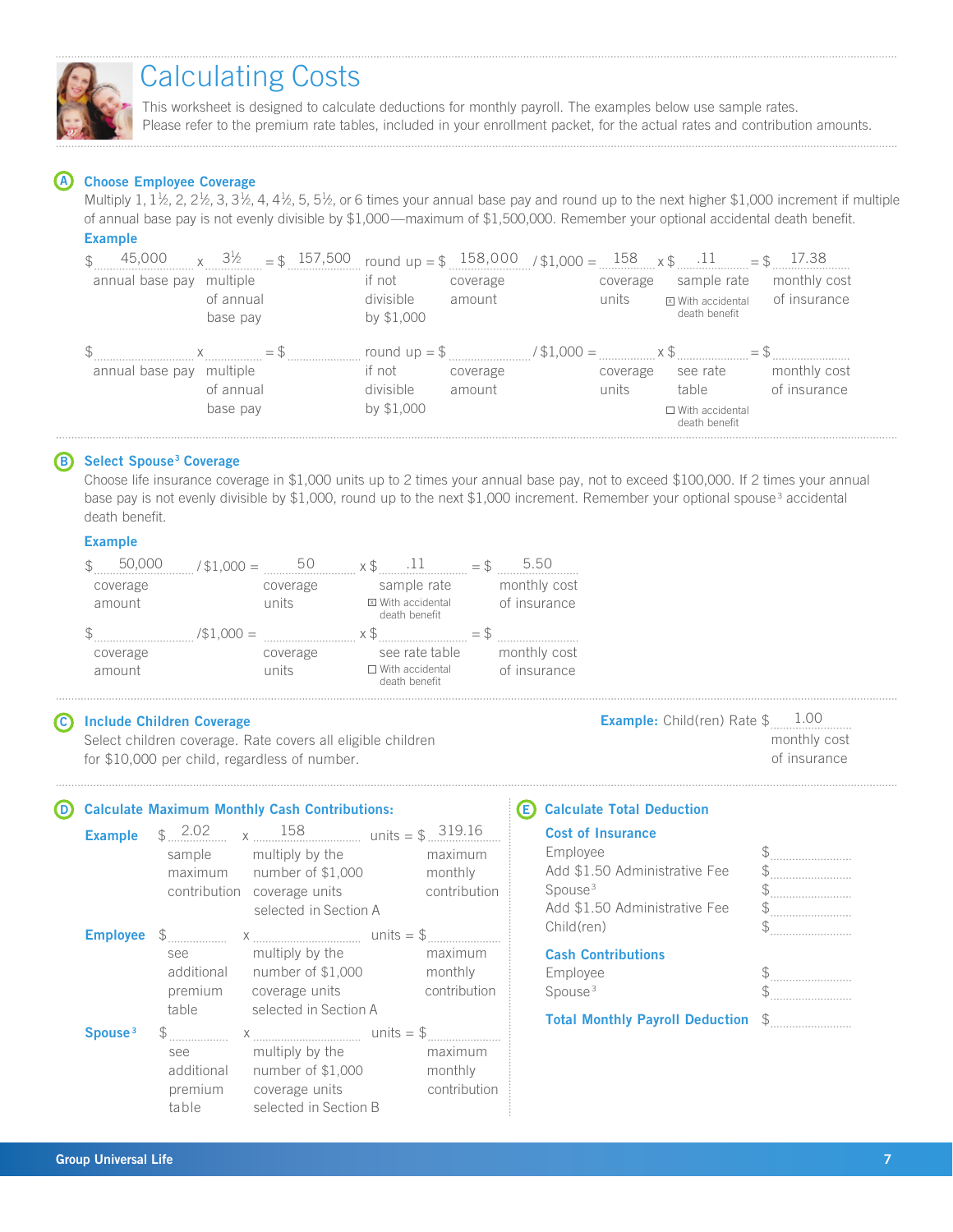# Calculating Costs

This worksheet is designed to calculate deductions for monthly payroll. The examples below use sample rates. Please refer to the premium rate tables, included in your enrollment packet, for the actual rates and contribution amounts.

## A Choose Employee Coverage

Multiply 1, 1½, 2, 2½, 3, 3½, 4, 4½, 5, 5½, or 6 times your annual base pay and round up to the next higher $1,000 increment if multiple of annual base pay is not evenly divisible by $1,000—maximum of $1,500,000. Remember your optional accidental death benefit.

**Example**

| $ 45,000 | x 3½ | = $ 157,500 | round up = $ 158,000 | / $1,000 = 158 | x $ .11 | = $ 17.38 |
|---|---|---|---|---|---|---|
| annual base pay | multiple of annual base pay | | if not divisible by $1,000 / coverage amount | coverage units | sample rate ☒ With accidental death benefit | monthly cost of insurance |

| $ ______ | x ______ | = $ ______ | round up = $ ______ | / $1,000 = ______ | x $ ______ | = $ ______ |
|---|---|---|---|---|---|---|
| annual base pay | multiple of annual base pay | | if not divisible by $1,000 / coverage amount | coverage units | see rate table ☐ With accidental death benefit | monthly cost of insurance |

## B Select Spouse[3] Coverage

Choose life insurance coverage in $1,000 units up to 2 times your annual base pay, not to exceed $100,000. If 2 times your annual base pay is not evenly divisible by $1,000, round up to the next $1,000 increment. Remember your optional spouse[3] accidental death benefit.

**Example**

| $ 50,000 | / $1,000 = 50 | x $ .11 | = $ 5.50 |
|---|---|---|---|
| coverage amount | coverage units | sample rate ☒ With accidental death benefit | monthly cost of insurance |

| $ ______ | / $1,000 = ______ | x $ ______ | = $ ______ |
|---|---|---|---|
| coverage amount | coverage units | see rate table ☐ With accidental death benefit | monthly cost of insurance |

## C Include Children Coverage

Select children coverage. Rate covers all eligible children for $10,000 per child, regardless of number.

**Example:** Child(ren) Rate $ 1.00 monthly cost of insurance

## D Calculate Maximum Monthly Cash Contributions:

| | $ | x | units = $ |
|---|---|---|---|
| **Example** | 2.02 (sample maximum contribution) | 158 (multiply by the number of $1,000 coverage units selected in Section A) | 319.16 (maximum monthly contribution) |
| **Employee** | ______ (see additional premium table) | ______ (multiply by the number of $1,000 coverage units selected in Section A) | ______ (maximum monthly contribution) |
| **Spouse[3]** | ______ (see additional premium table) | ______ (multiply by the number of $1,000 coverage units selected in Section B) | ______ (maximum monthly contribution) |

## E Calculate Total Deduction

**Cost of Insurance**

| | |
|---|---|
| Employee | $ ______ |
| Add $1.50 Administrative Fee | $ ______ |
| Spouse[3] | $ ______ |
| Add $1.50 Administrative Fee | $ ______ |
| Child(ren) | $ ______ |

**Cash Contributions**

| | |
|---|---|
| Employee | $ ______ |
| Spouse[3] | $ ______ |

**Total Monthly Payroll Deduction** $ ______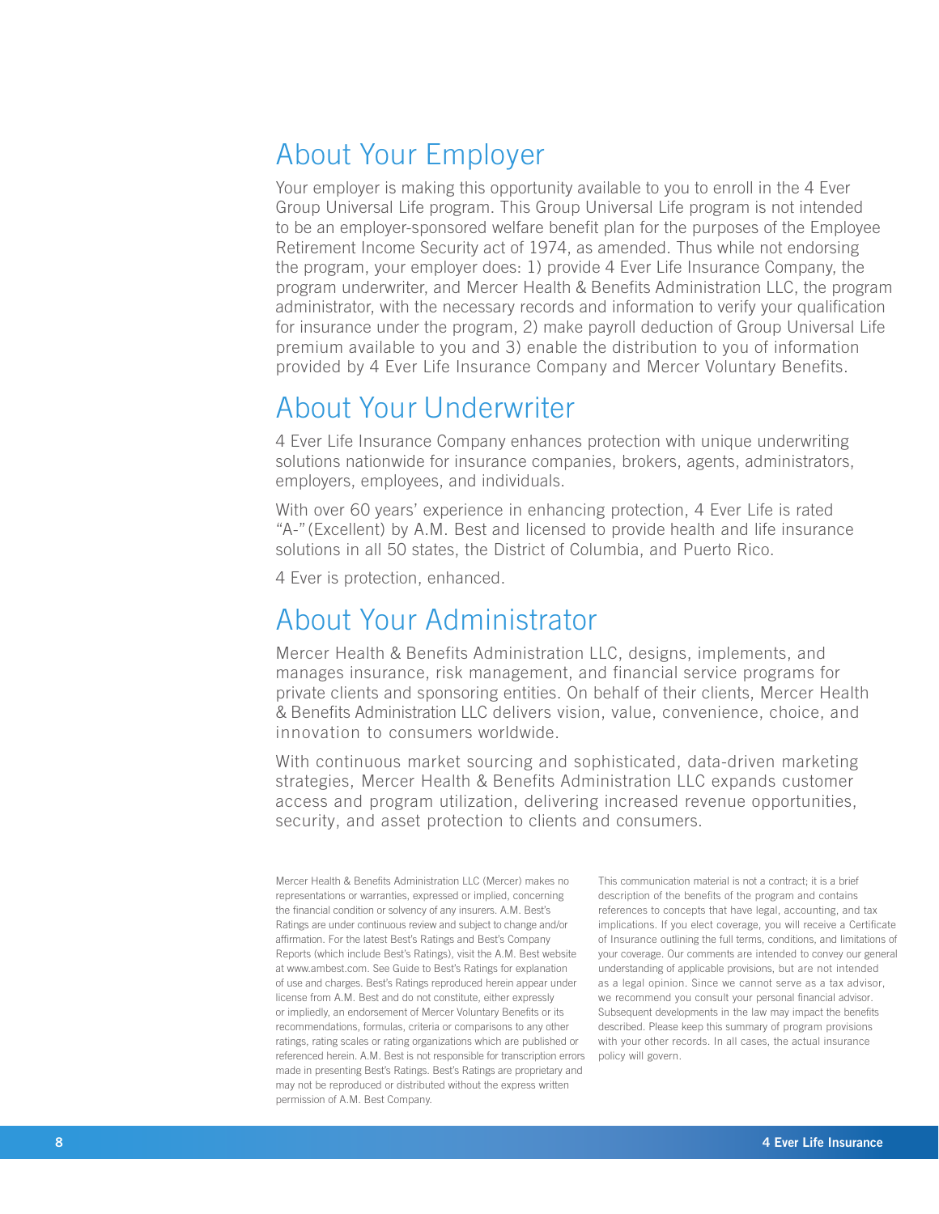## About Your Employer

Your employer is making this opportunity available to you to enroll in the 4 Ever Group Universal Life program. This Group Universal Life program is not intended to be an employer-sponsored welfare benefit plan for the purposes of the Employee Retirement Income Security act of 1974, as amended. Thus while not endorsing the program, your employer does: 1) provide 4 Ever Life Insurance Company, the program underwriter, and Mercer Health & Benefits Administration LLC, the program administrator, with the necessary records and information to verify your qualification for insurance under the program, 2) make payroll deduction of Group Universal Life premium available to you and 3) enable the distribution to you of information provided by 4 Ever Life Insurance Company and Mercer Voluntary Benefits.

## About Your Underwriter

4 Ever Life Insurance Company enhances protection with unique underwriting solutions nationwide for insurance companies, brokers, agents, administrators, employers, employees, and individuals.

With over 60 years' experience in enhancing protection, 4 Ever Life is rated "A-" (Excellent) by A.M. Best and licensed to provide health and life insurance solutions in all 50 states, the District of Columbia, and Puerto Rico.

4 Ever is protection, enhanced.

## About Your Administrator

Mercer Health & Benefits Administration LLC, designs, implements, and manages insurance, risk management, and financial service programs for private clients and sponsoring entities. On behalf of their clients, Mercer Health & Benefits Administration LLC delivers vision, value, convenience, choice, and innovation to consumers worldwide.

With continuous market sourcing and sophisticated, data-driven marketing strategies, Mercer Health & Benefits Administration LLC expands customer access and program utilization, delivering increased revenue opportunities, security, and asset protection to clients and consumers.

Mercer Health & Benefits Administration LLC (Mercer) makes no representations or warranties, expressed or implied, concerning the financial condition or solvency of any insurers. A.M. Best's Ratings are under continuous review and subject to change and/or affirmation. For the latest Best's Ratings and Best's Company Reports (which include Best's Ratings), visit the A.M. Best website at www.ambest.com. See Guide to Best's Ratings for explanation of use and charges. Best's Ratings reproduced herein appear under license from A.M. Best and do not constitute, either expressly or impliedly, an endorsement of Mercer Voluntary Benefits or its recommendations, formulas, criteria or comparisons to any other ratings, rating scales or rating organizations which are published or referenced herein. A.M. Best is not responsible for transcription errors made in presenting Best's Ratings. Best's Ratings are proprietary and may not be reproduced or distributed without the express written permission of A.M. Best Company.

This communication material is not a contract; it is a brief description of the benefits of the program and contains references to concepts that have legal, accounting, and tax implications. If you elect coverage, you will receive a Certificate of Insurance outlining the full terms, conditions, and limitations of your coverage. Our comments are intended to convey our general understanding of applicable provisions, but are not intended as a legal opinion. Since we cannot serve as a tax advisor, we recommend you consult your personal financial advisor. Subsequent developments in the law may impact the benefits described. Please keep this summary of program provisions with your other records. In all cases, the actual insurance policy will govern.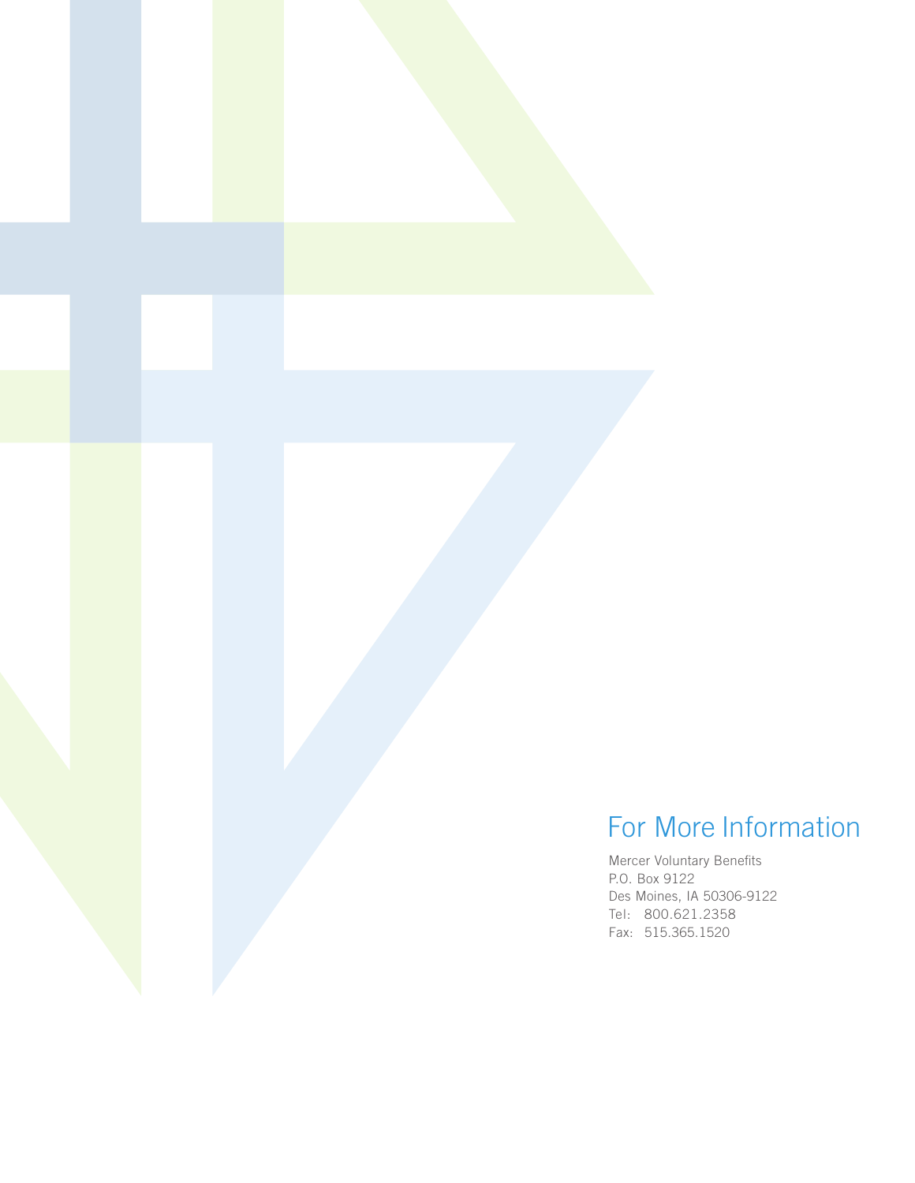## For More Information

Mercer Voluntary Benefits
P.O. Box 9122
Des Moines, IA 50306-9122
Tel: 800.621.2358
Fax: 515.365.1520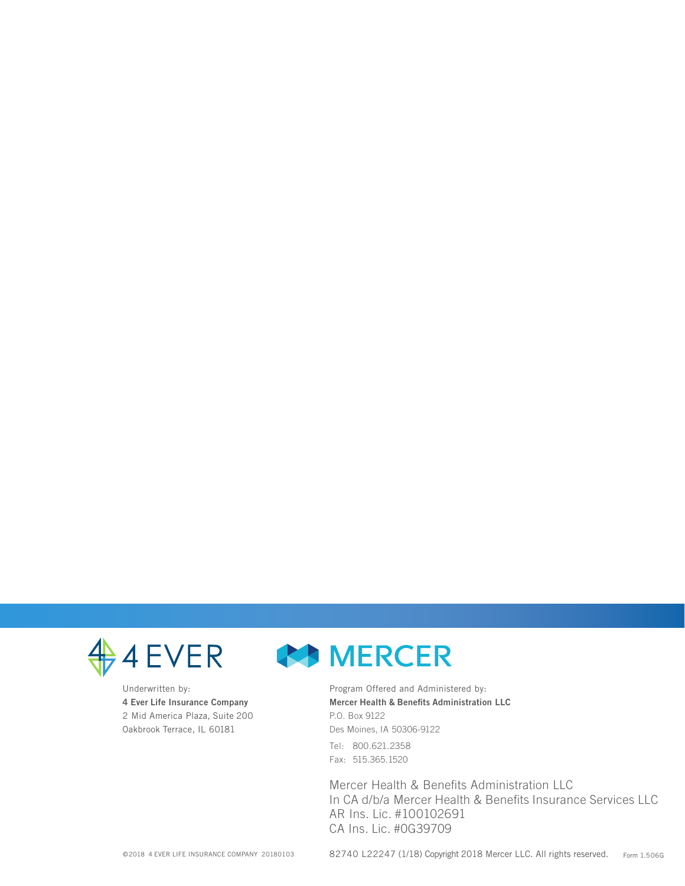4 EVER

Underwritten by:
**4 Ever Life Insurance Company**
2 Mid America Plaza, Suite 200
Oakbrook Terrace, IL 60181

MERCER

Program Offered and Administered by:
**Mercer Health & Benefits Administration LLC**
P.O. Box 9122
Des Moines, IA 50306-9122

Tel: 800.621.2358
Fax: 515.365.1520

Mercer Health & Benefits Administration LLC
In CA d/b/a Mercer Health & Benefits Insurance Services LLC
AR Ins. Lic. #100102691
CA Ins. Lic. #0G39709

©2018 4 EVER LIFE INSURANCE COMPANY 20180103

82740 L22247 (1/18) Copyright 2018 Mercer LLC. All rights reserved. Form 1.506G